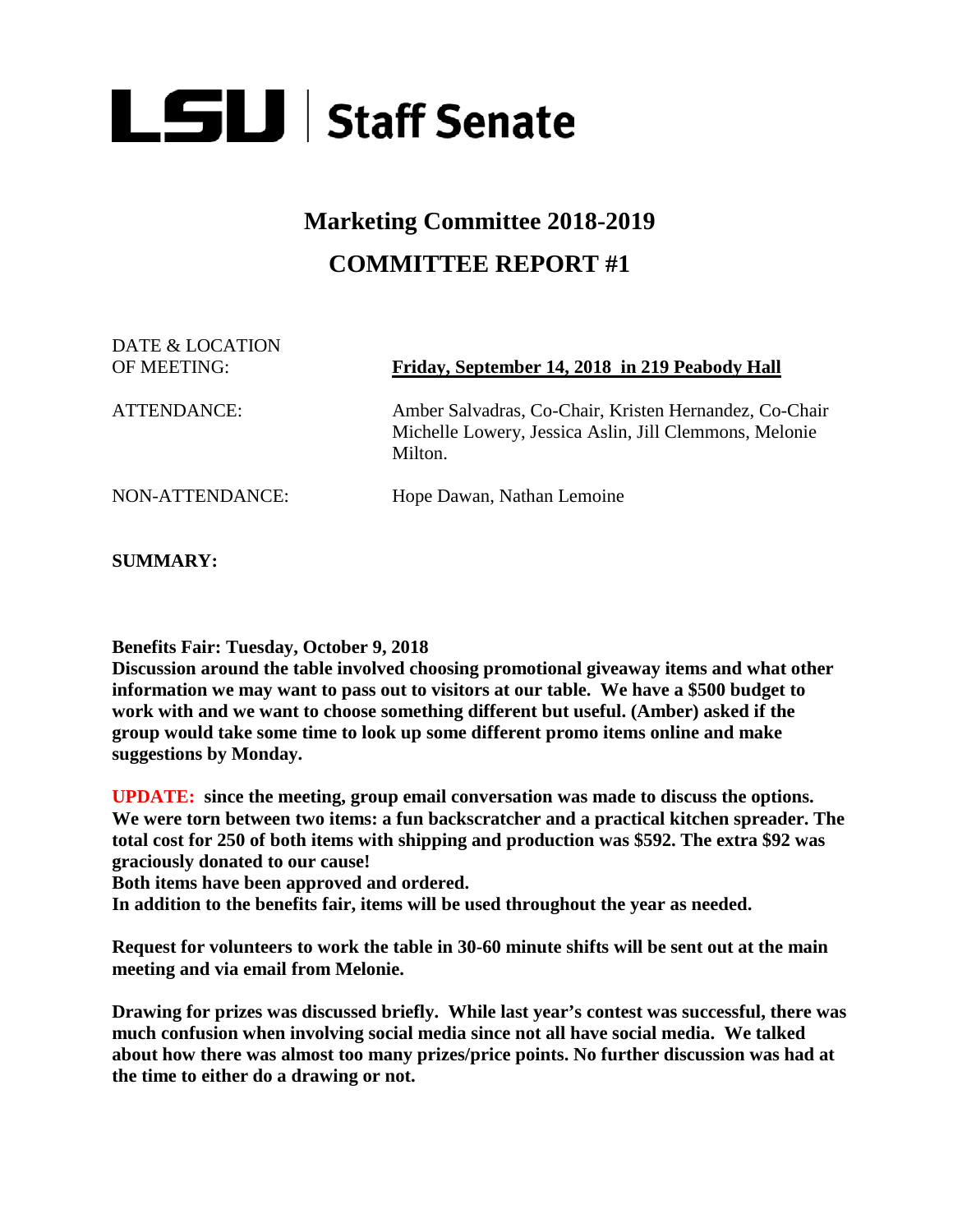# LSU | Staff Senate

## Marketing Committee 2018-2019

## COMMITTEE REPORT #1

DATE & LOCATION OF MEETING: **Friday, September 14, 2018 in 219 Peabody Hall**

ATTENDANCE: Amber Salvadras, Co-Chair, Kristen Hernandez, Co-Chair Michelle Lowery, Jessica Aslin, Jill Clemmons, Melonie Milton.

NON-ATTENDANCE: Hope Dawan, Nathan Lemoine

**SUMMARY:**

**Benefits Fair: Tuesday, October 9, 2018**
**Discussion around the table involved choosing promotional giveaway items and what other information we may want to pass out to visitors at our table. We have a $500 budget to work with and we want to choose something different but useful. (Amber) asked if the group would take some time to look up some different promo items online and make suggestions by Monday.**

**UPDATE: since the meeting, group email conversation was made to discuss the options. We were torn between two items: a fun backscratcher and a practical kitchen spreader. The total cost for 250 of both items with shipping and production was $592. The extra $92 was graciously donated to our cause!**
**Both items have been approved and ordered.**
**In addition to the benefits fair, items will be used throughout the year as needed.**

**Request for volunteers to work the table in 30-60 minute shifts will be sent out at the main meeting and via email from Melonie.**

**Drawing for prizes was discussed briefly. While last year's contest was successful, there was much confusion when involving social media since not all have social media. We talked about how there was almost too many prizes/price points. No further discussion was had at the time to either do a drawing or not.**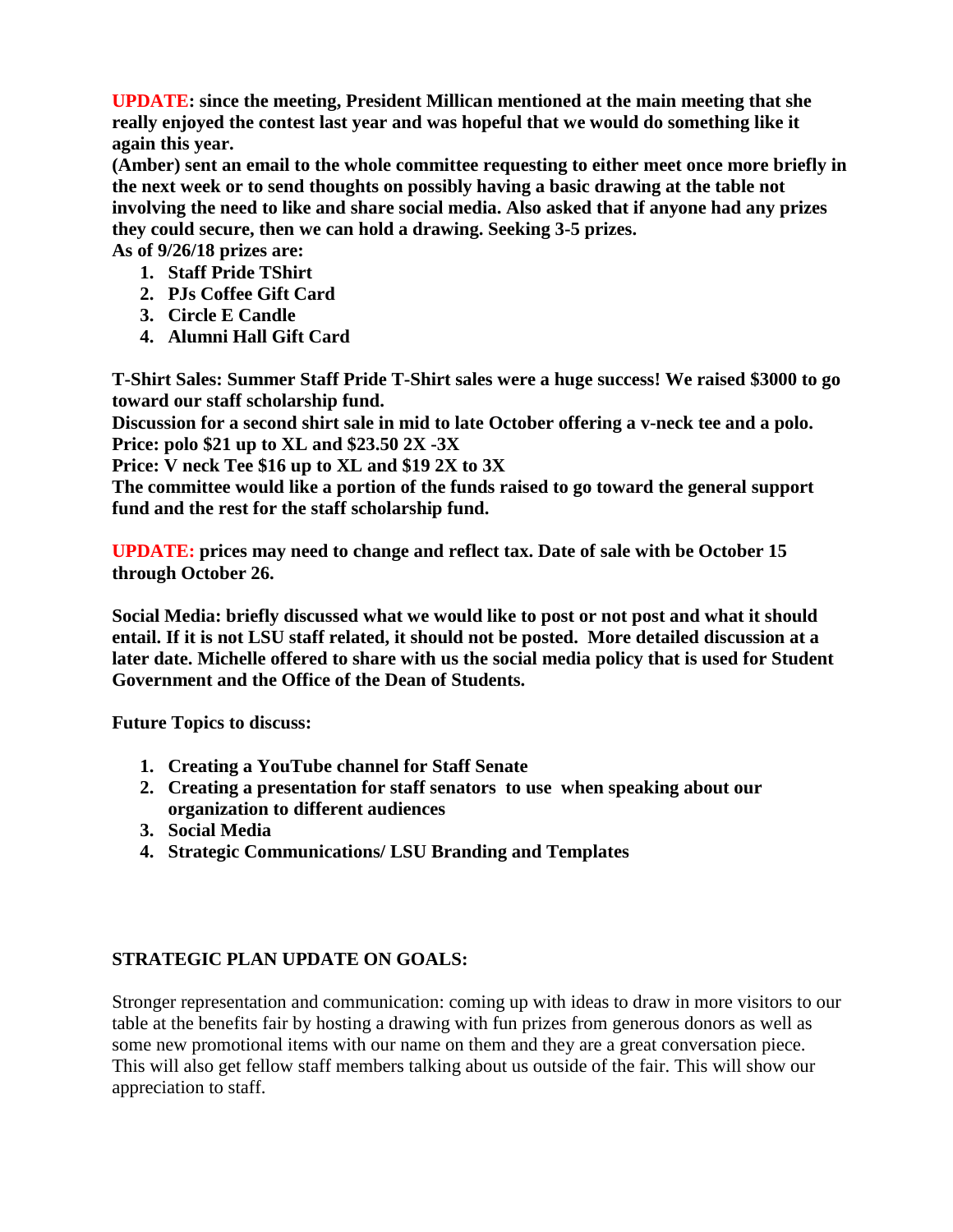**UPDATE: since the meeting, President Millican mentioned at the main meeting that she really enjoyed the contest last year and was hopeful that we would do something like it again this year.**

**(Amber) sent an email to the whole committee requesting to either meet once more briefly in the next week or to send thoughts on possibly having a basic drawing at the table not involving the need to like and share social media. Also asked that if anyone had any prizes they could secure, then we can hold a drawing. Seeking 3-5 prizes.**

**As of 9/26/18 prizes are:**

1. **Staff Pride TShirt**
2. **PJs Coffee Gift Card**
3. **Circle E Candle**
4. **Alumni Hall Gift Card**

**T-Shirt Sales: Summer Staff Pride T-Shirt sales were a huge success! We raised $3000 to go toward our staff scholarship fund.**

**Discussion for a second shirt sale in mid to late October offering a v-neck tee and a polo.**

**Price: polo $21 up to XL and $23.50 2X -3X**

**Price: V neck Tee $16 up to XL and $19 2X to 3X**

**The committee would like a portion of the funds raised to go toward the general support fund and the rest for the staff scholarship fund.**

**UPDATE: prices may need to change and reflect tax. Date of sale with be October 15 through October 26.**

**Social Media: briefly discussed what we would like to post or not post and what it should entail. If it is not LSU staff related, it should not be posted. More detailed discussion at a later date. Michelle offered to share with us the social media policy that is used for Student Government and the Office of the Dean of Students.**

**Future Topics to discuss:**

1. **Creating a YouTube channel for Staff Senate**
2. **Creating a presentation for staff senators to use when speaking about our organization to different audiences**
3. **Social Media**
4. **Strategic Communications/ LSU Branding and Templates**

**STRATEGIC PLAN UPDATE ON GOALS:**

Stronger representation and communication: coming up with ideas to draw in more visitors to our table at the benefits fair by hosting a drawing with fun prizes from generous donors as well as some new promotional items with our name on them and they are a great conversation piece. This will also get fellow staff members talking about us outside of the fair. This will show our appreciation to staff.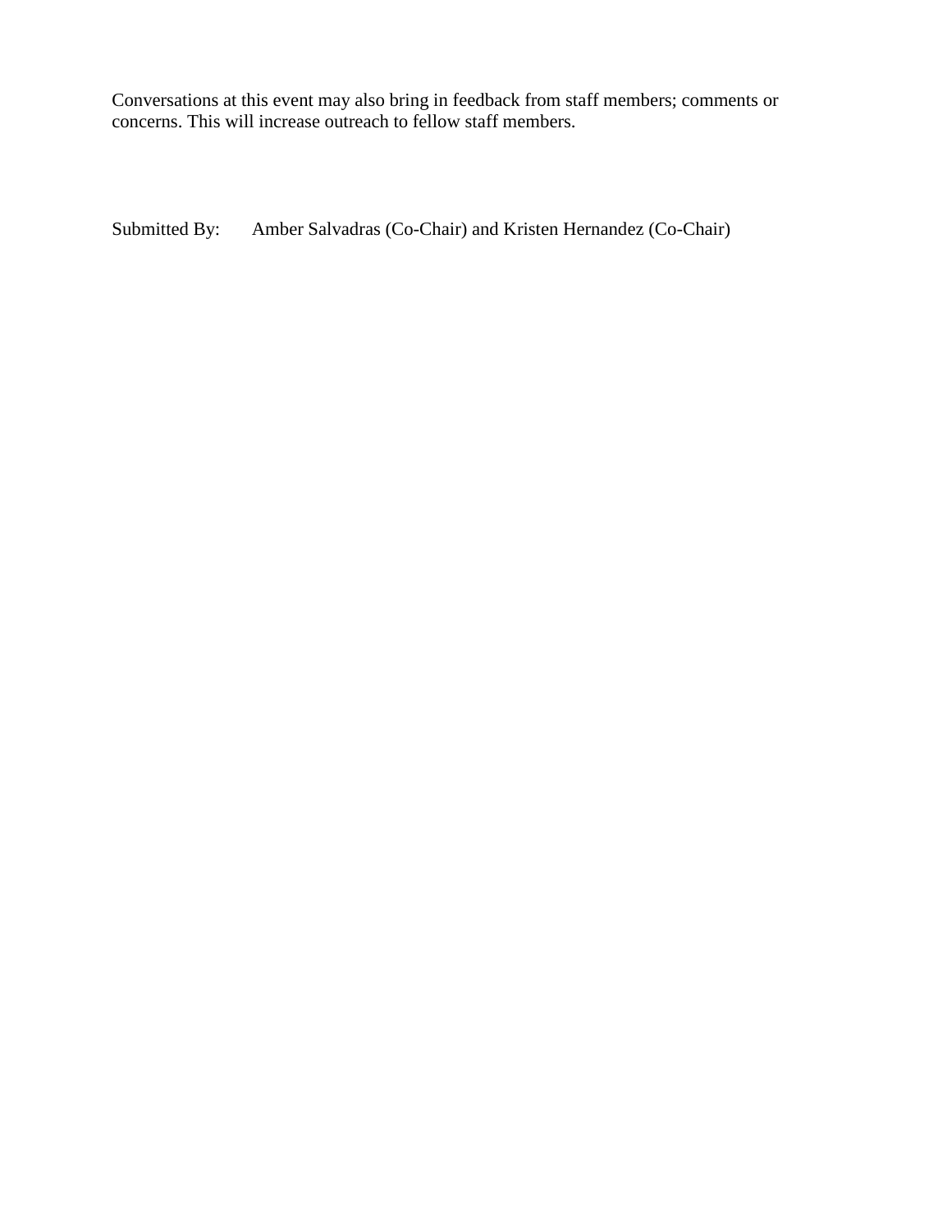Conversations at this event may also bring in feedback from staff members; comments or concerns. This will increase outreach to fellow staff members.

Submitted By: Amber Salvadras (Co-Chair) and Kristen Hernandez (Co-Chair)